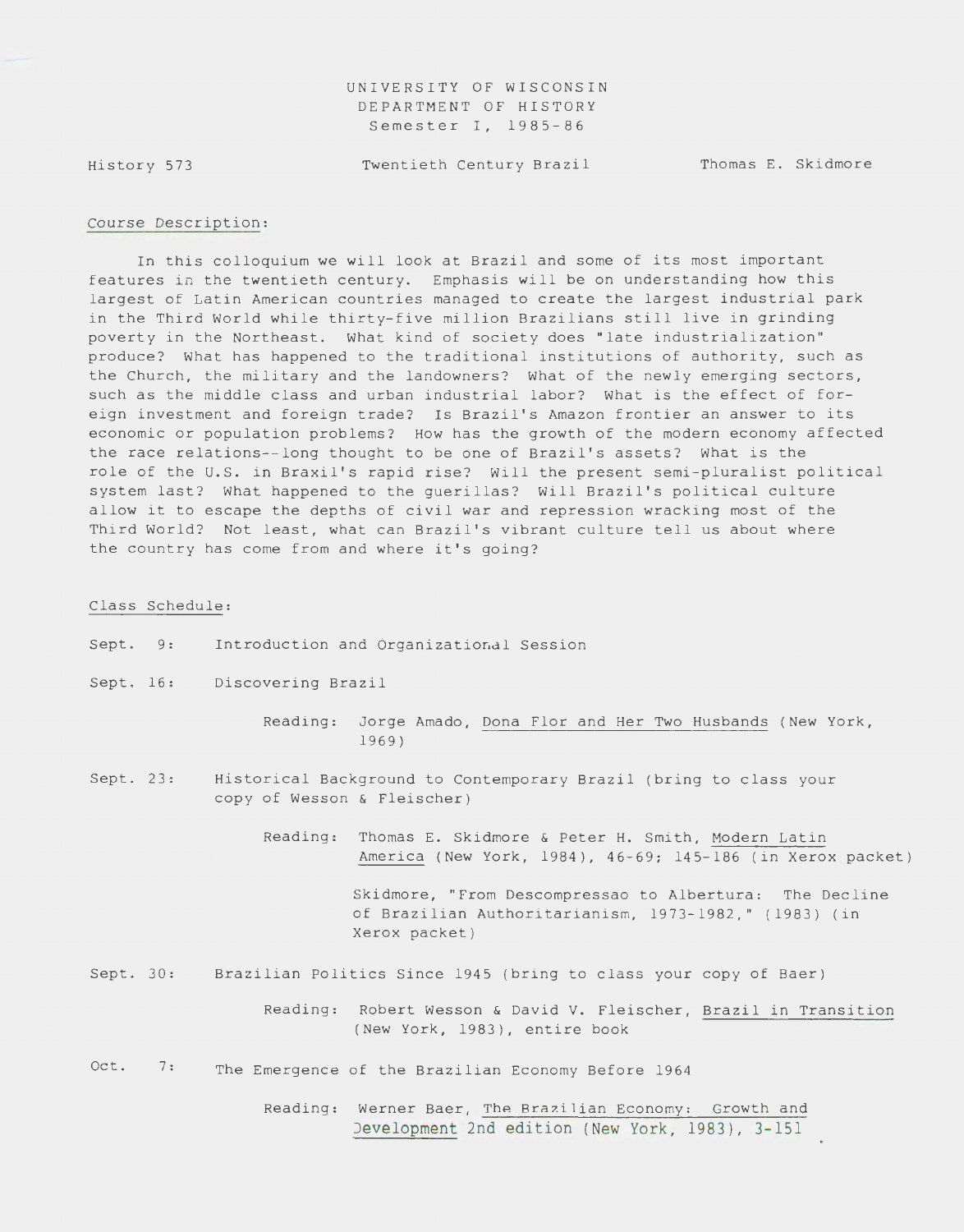UNIVERSITY OF WISCONSIN
DEPARTMENT OF HISTORY
Semester I, 1985-86

History 573 — Twentieth Century Brazil — Thomas E. Skidmore

## Course Description:

In this colloquium we will look at Brazil and some of its most important features in the twentieth century. Emphasis will be on understanding how this largest of Latin American countries managed to create the largest industrial park in the Third World while thirty-five million Brazilians still live in grinding poverty in the Northeast. What kind of society does "late industrialization" produce? What has happened to the traditional institutions of authority, such as the Church, the military and the landowners? What of the newly emerging sectors, such as the middle class and urban industrial labor? What is the effect of foreign investment and foreign trade? Is Brazil's Amazon frontier an answer to its economic or population problems? How has the growth of the modern economy affected the race relations--long thought to be one of Brazil's assets? What is the role of the U.S. in Braxil's rapid rise? Will the present semi-pluralist political system last? What happened to the guerillas? Will Brazil's political culture allow it to escape the depths of civil war and repression wracking most of the Third World? Not least, what can Brazil's vibrant culture tell us about where the country has come from and where it's going?

## Class Schedule:

Sept. 9: Introduction and Organizational Session

Sept. 16: Discovering Brazil

Reading: Jorge Amado, Dona Flor and Her Two Husbands (New York, 1969)

Sept. 23: Historical Background to Contemporary Brazil (bring to class your copy of Wesson & Fleischer)

Reading: Thomas E. Skidmore & Peter H. Smith, Modern Latin America (New York, 1984), 46-69; 145-186 (in Xerox packet)

Skidmore, "From Descompressao to Albertura: The Decline of Brazilian Authoritarianism, 1973-1982," (1983) (in Xerox packet)

Sept. 30: Brazilian Politics Since 1945 (bring to class your copy of Baer)

Reading: Robert Wesson & David V. Fleischer, Brazil in Transition (New York, 1983), entire book

Oct. 7: The Emergence of the Brazilian Economy Before 1964

Reading: Werner Baer, The Brazilian Economy: Growth and Development 2nd edition (New York, 1983), 3-151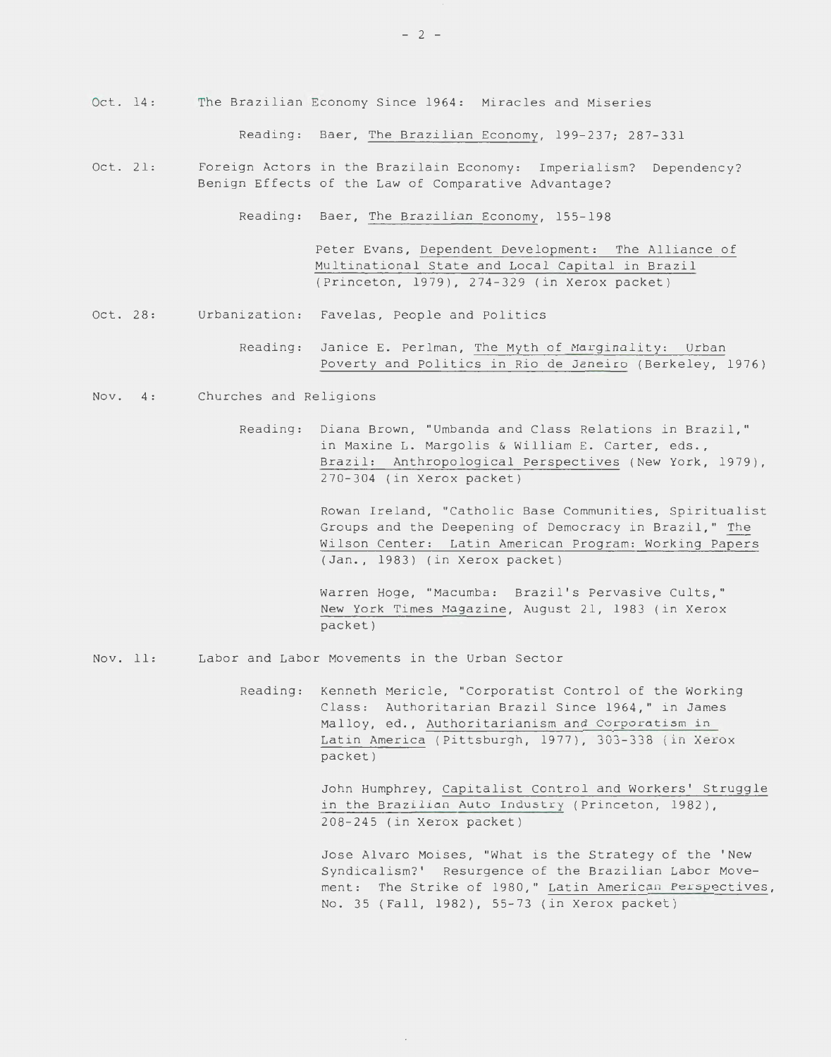Oct. 14: The Brazilian Economy Since 1964: Miracles and Miseries

Reading: Baer, The Brazilian Economy, 199-237; 287-331

Oct. 21: Foreign Actors in the Brazilain Economy: Imperialism? Dependency? Benign Effects of the Law of Comparative Advantage?

Reading: Baer, The Brazilian Economy, 155-198

Peter Evans, Dependent Development: The Alliance of Multinational State and Local Capital in Brazil (Princeton, 1979), 274-329 (in Xerox packet)

Oct. 28: Urbanization: Favelas, People and Politics

Reading: Janice E. Perlman, The Myth of Marginality: Urban Poverty and Politics in Rio de Janeiro (Berkeley, 1976)

Nov. 4: Churches and Religions

Reading: Diana Brown, "Umbanda and Class Relations in Brazil," in Maxine L. Margolis & William E. Carter, eds., Brazil: Anthropological Perspectives (New York, 1979), 270-304 (in Xerox packet)

Rowan Ireland, "Catholic Base Communities, Spiritualist Groups and the Deepening of Democracy in Brazil," The Wilson Center: Latin American Program: Working Papers (Jan., 1983) (in Xerox packet)

Warren Hoge, "Macumba: Brazil's Pervasive Cults," New York Times Magazine, August 21, 1983 (in Xerox packet)

Nov. 11: Labor and Labor Movements in the Urban Sector

Reading: Kenneth Mericle, "Corporatist Control of the Working Class: Authoritarian Brazil Since 1964," in James Malloy, ed., Authoritarianism and Corporatism in Latin America (Pittsburgh, 1977), 303-338 (in Xerox packet)

John Humphrey, Capitalist Control and Workers' Struggle in the Brazilian Auto Industry (Princeton, 1982), 208-245 (in Xerox packet)

Jose Alvaro Moises, "What is the Strategy of the 'New Syndicalism?' Resurgence of the Brazilian Labor Movement: The Strike of 1980," Latin American Perspectives, No. 35 (Fall, 1982), 55-73 (in Xerox packet)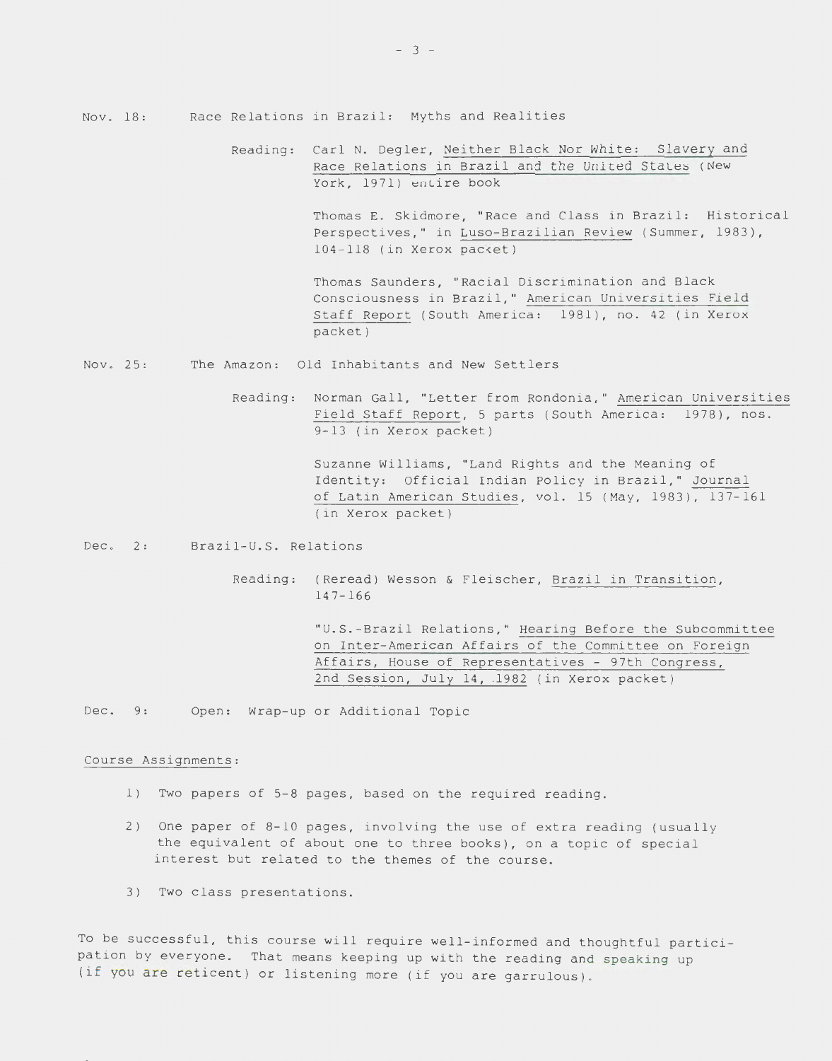Nov. 18: Race Relations in Brazil: Myths and Realities

Reading: Carl N. Degler, Neither Black Nor White: Slavery and Race Relations in Brazil and the United States (New York, 1971) entire book

Thomas E. Skidmore, "Race and Class in Brazil: Historical Perspectives," in Luso-Brazilian Review (Summer, 1983), 104-118 (in Xerox packet)

Thomas Saunders, "Racial Discrimination and Black Consciousness in Brazil," American Universities Field Staff Report (South America: 1981), no. 42 (in Xerox packet)

Nov. 25: The Amazon: Old Inhabitants and New Settlers

Reading: Norman Gall, "Letter from Rondonia," American Universities Field Staff Report, 5 parts (South America: 1978), nos. 9-13 (in Xerox packet)

Suzanne Williams, "Land Rights and the Meaning of Identity: Official Indian Policy in Brazil," Journal of Latin American Studies, vol. 15 (May, 1983), 137-161 (in Xerox packet)

Dec. 2: Brazil-U.S. Relations

Reading: (Reread) Wesson & Fleischer, Brazil in Transition, 147-166

"U.S.-Brazil Relations," Hearing Before the Subcommittee on Inter-American Affairs of the Committee on Foreign Affairs, House of Representatives - 97th Congress, 2nd Session, July 14, 1982 (in Xerox packet)

Dec. 9: Open: Wrap-up or Additional Topic

Course Assignments:

1) Two papers of 5-8 pages, based on the required reading.

2) One paper of 8-10 pages, involving the use of extra reading (usually the equivalent of about one to three books), on a topic of special interest but related to the themes of the course.

3) Two class presentations.

To be successful, this course will require well-informed and thoughtful participation by everyone. That means keeping up with the reading and speaking up (if you are reticent) or listening more (if you are garrulous).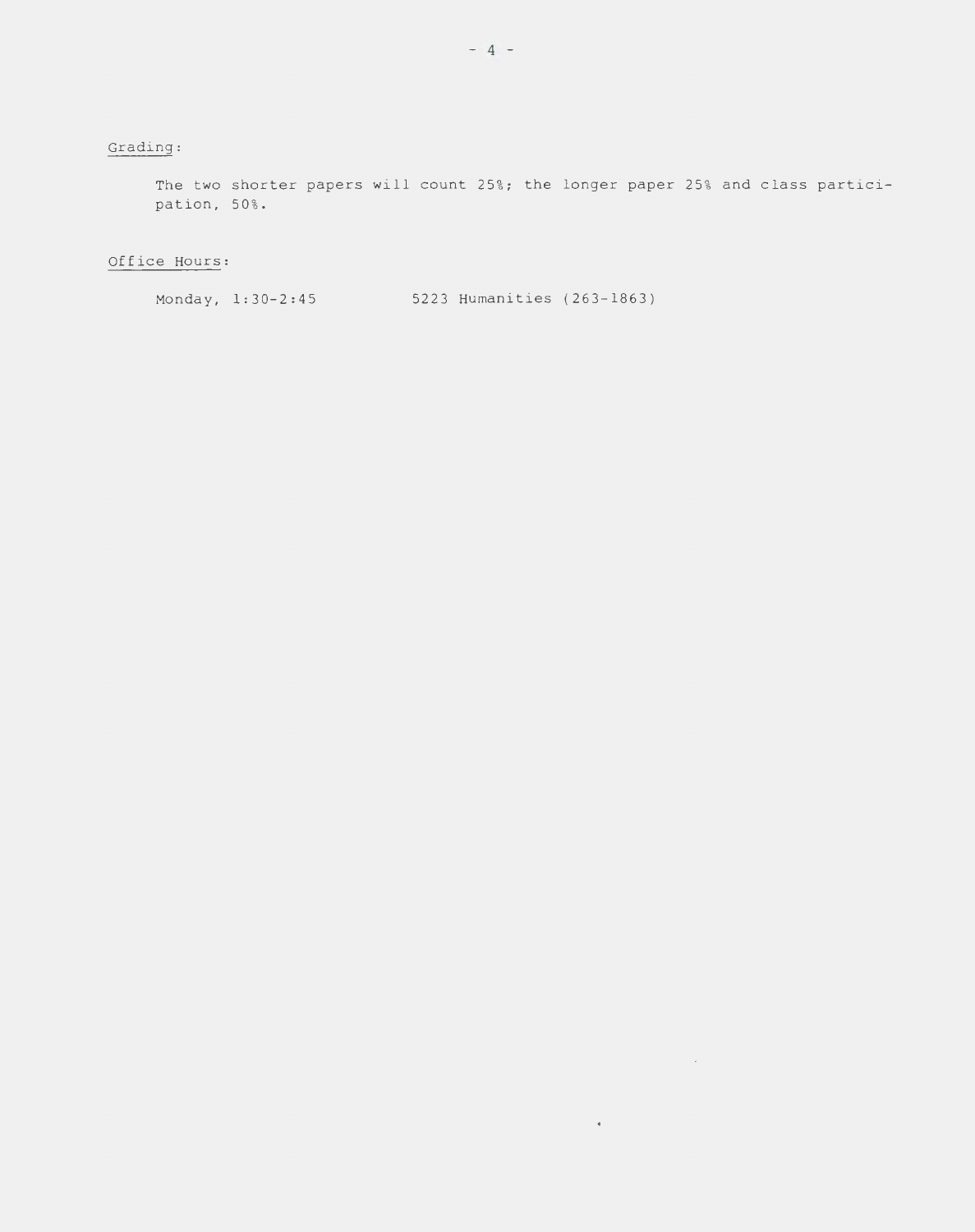## Grading:

The two shorter papers will count 25%; the longer paper 25% and class participation, 50%.

## Office Hours:

Monday, 1:30-2:45 5223 Humanities (263-1863)